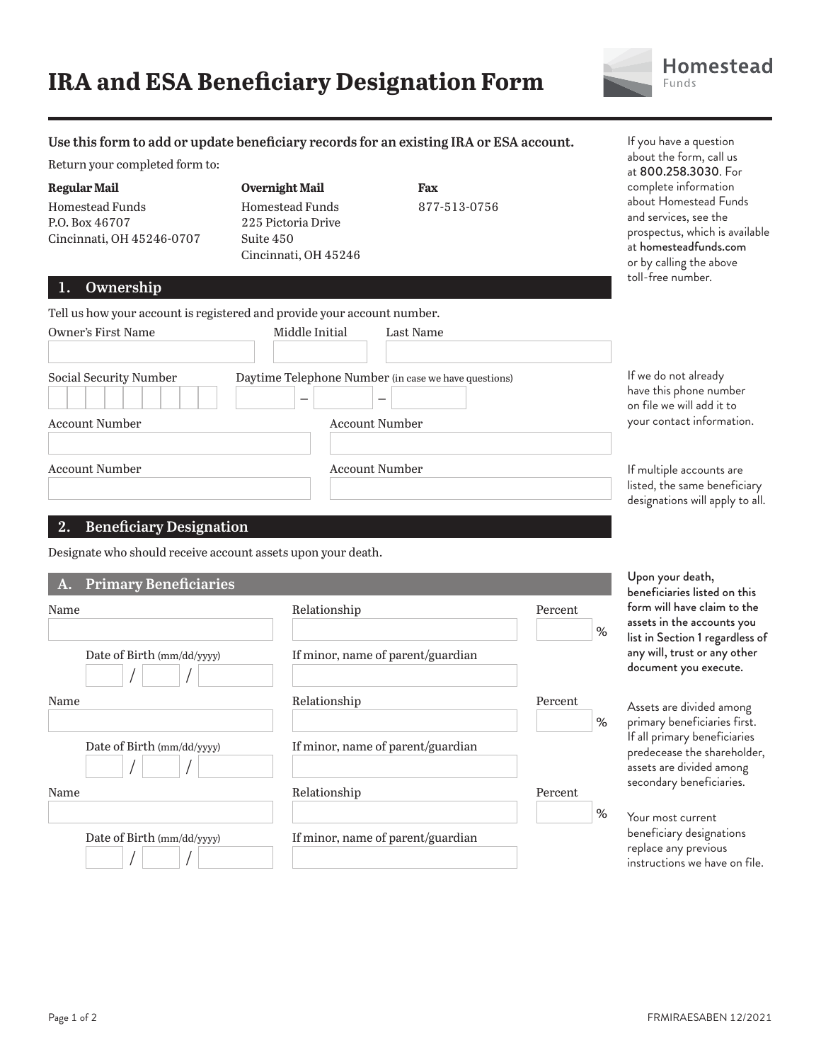# IRA and ESA Beneficiary Designation Form

Homestead Funds

**Use this form to add or update beneficiary records for an existing IRA or ESA account.**

Return your completed form to:

**Regular Mail**
Homestead Funds
P.O. Box 46707
Cincinnati, OH 45246-0707

**Overnight Mail**
Homestead Funds
225 Pictoria Drive
Suite 450
Cincinnati, OH 45246

**Fax**
877-513-0756

If you have a question about the form, call us at 800.258.3030. For complete information about Homestead Funds and services, see the prospectus, which is available at homesteadfunds.com or by calling the above toll-free number.

## 1. Ownership

Tell us how your account is registered and provide your account number.

Owner's First Name | Middle Initial | Last Name

Social Security Number

Daytime Telephone Number (in case we have questions) ___ – ___ – ___

If we do not already have this phone number on file we will add it to your contact information.

Account Number | Account Number

Account Number | Account Number

If multiple accounts are listed, the same beneficiary designations will apply to all.

## 2. Beneficiary Designation

Designate who should receive account assets upon your death.

### A. Primary Beneficiaries

Name | Relationship | Percent ___ %

Date of Birth (mm/dd/yyyy) ___ / ___ / ___ | If minor, name of parent/guardian

Name | Relationship | Percent ___ %

Date of Birth (mm/dd/yyyy) ___ / ___ / ___ | If minor, name of parent/guardian

Name | Relationship | Percent ___ %

Date of Birth (mm/dd/yyyy) ___ / ___ / ___ | If minor, name of parent/guardian

**Upon your death, beneficiaries listed on this form will have claim to the assets in the accounts you list in Section 1 regardless of any will, trust or any other document you execute.**

Assets are divided among primary beneficiaries first. If all primary beneficiaries predecease the shareholder, assets are divided among secondary beneficiaries.

Your most current beneficiary designations replace any previous instructions we have on file.

FRMIRAESABEN 12/2021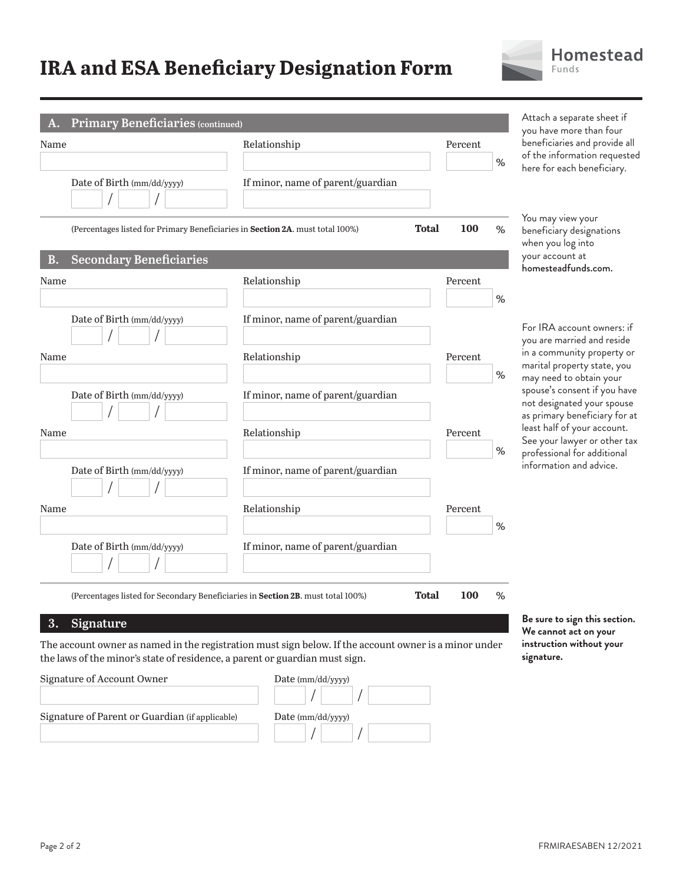# IRA and ESA Beneficiary Designation Form

Homestead Funds

## A. Primary Beneficiaries (continued)

Attach a separate sheet if you have more than four beneficiaries and provide all of the information requested here for each beneficiary.

| Name | Relationship | Percent |
|---|---|---|
| | | % |
| Date of Birth (mm/dd/yyyy) | If minor, name of parent/guardian | |
| / / | | |

(Percentages listed for Primary Beneficiaries in **Section 2A**. must total 100%) **Total** 100 %

You may view your beneficiary designations when you log into your account at **homesteadfunds.com.**

## B. Secondary Beneficiaries

| Name | Relationship | Percent |
|---|---|---|
| | | % |
| Date of Birth (mm/dd/yyyy) | If minor, name of parent/guardian | |
| / / | | |
| Name | Relationship | Percent |
| | | % |
| Date of Birth (mm/dd/yyyy) | If minor, name of parent/guardian | |
| / / | | |
| Name | Relationship | Percent |
| | | % |
| Date of Birth (mm/dd/yyyy) | If minor, name of parent/guardian | |
| / / | | |
| Name | Relationship | Percent |
| | | % |
| Date of Birth (mm/dd/yyyy) | If minor, name of parent/guardian | |
| / / | | |

For IRA account owners: if you are married and reside in a community property or marital property state, you may need to obtain your spouse's consent if you have not designated your spouse as primary beneficiary for at least half of your account. See your lawyer or other tax professional for additional information and advice.

(Percentages listed for Secondary Beneficiaries in **Section 2B**. must total 100%) **Total** 100 %

## 3. Signature

**Be sure to sign this section. We cannot act on your instruction without your signature.**

The account owner as named in the registration must sign below. If the account owner is a minor under the laws of the minor's state of residence, a parent or guardian must sign.

| Signature of Account Owner | Date (mm/dd/yyyy) |
|---|---|
| | / / |
| Signature of Parent or Guardian (if applicable) | Date (mm/dd/yyyy) |
| | / / |

FRMIRAESABEN 12/2021